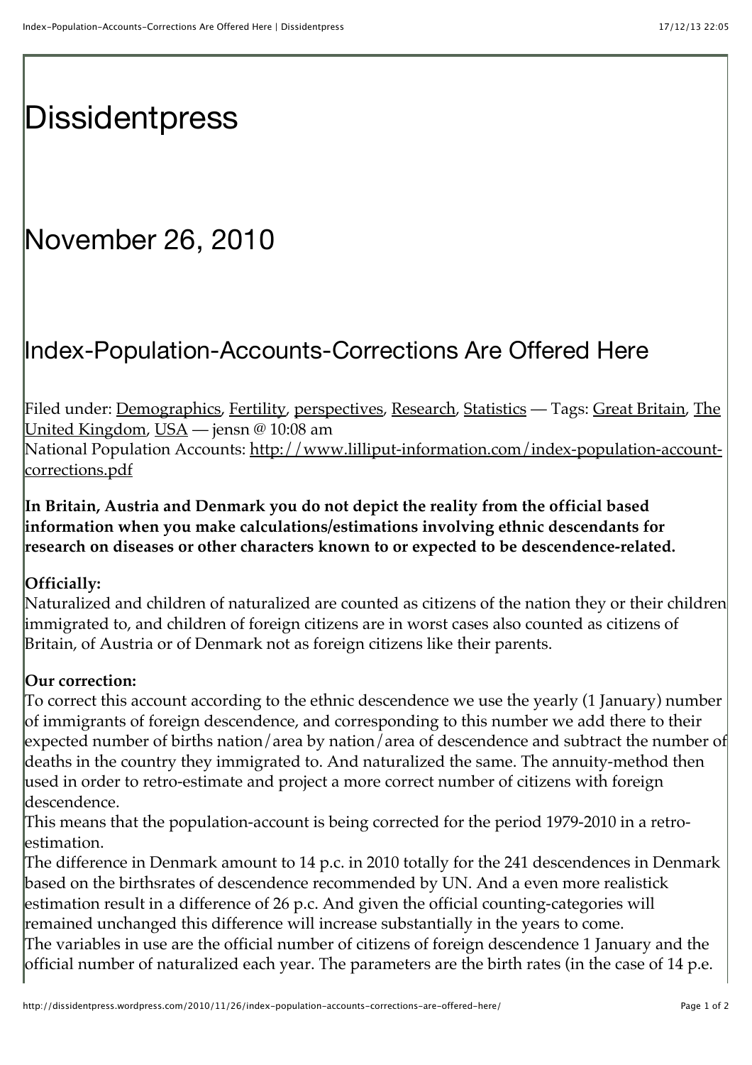// Dissidentpress

## November 26, 2010

## Index-Population-Accounts-Corrections Are Offered Here

Filed under: Demographics, Fertility, perspectives, Research, Statistics — Tags: Great Britain, The United Kingdom, USA — jensn @ 10:08 am

National Population Accounts: http://www.lilliput-information.com/index-population-account-corrections.pdf

**In Britain, Austria and Denmark you do not depict the reality from the official based information when you make calculations/estimations involving ethnic descendants for research on diseases or other characters known to or expected to be descendence-related.**

**Officially:**

Naturalized and children of naturalized are counted as citizens of the nation they or their children immigrated to, and children of foreign citizens are in worst cases also counted as citizens of Britain, of Austria or of Denmark not as foreign citizens like their parents.

**Our correction:**

To correct this account according to the ethnic descendence we use the yearly (1 January) number of immigrants of foreign descendence, and corresponding to this number we add there to their expected number of births nation/area by nation/area of descendence and subtract the number of deaths in the country they immigrated to. And naturalized the same. The annuity-method then used in order to retro-estimate and project a more correct number of citizens with foreign descendence.

This means that the population-account is being corrected for the period 1979-2010 in a retro-estimation.

The difference in Denmark amount to 14 p.c. in 2010 totally for the 241 descendences in Denmark based on the birthsrates of descendence recommended by UN. And a even more realistick estimation result in a difference of 26 p.c. And given the official counting-categories will remained unchanged this difference will increase substantially in the years to come.

The variables in use are the official number of citizens of foreign descendence 1 January and the official number of naturalized each year. The parameters are the birth rates (in the case of 14 p.e.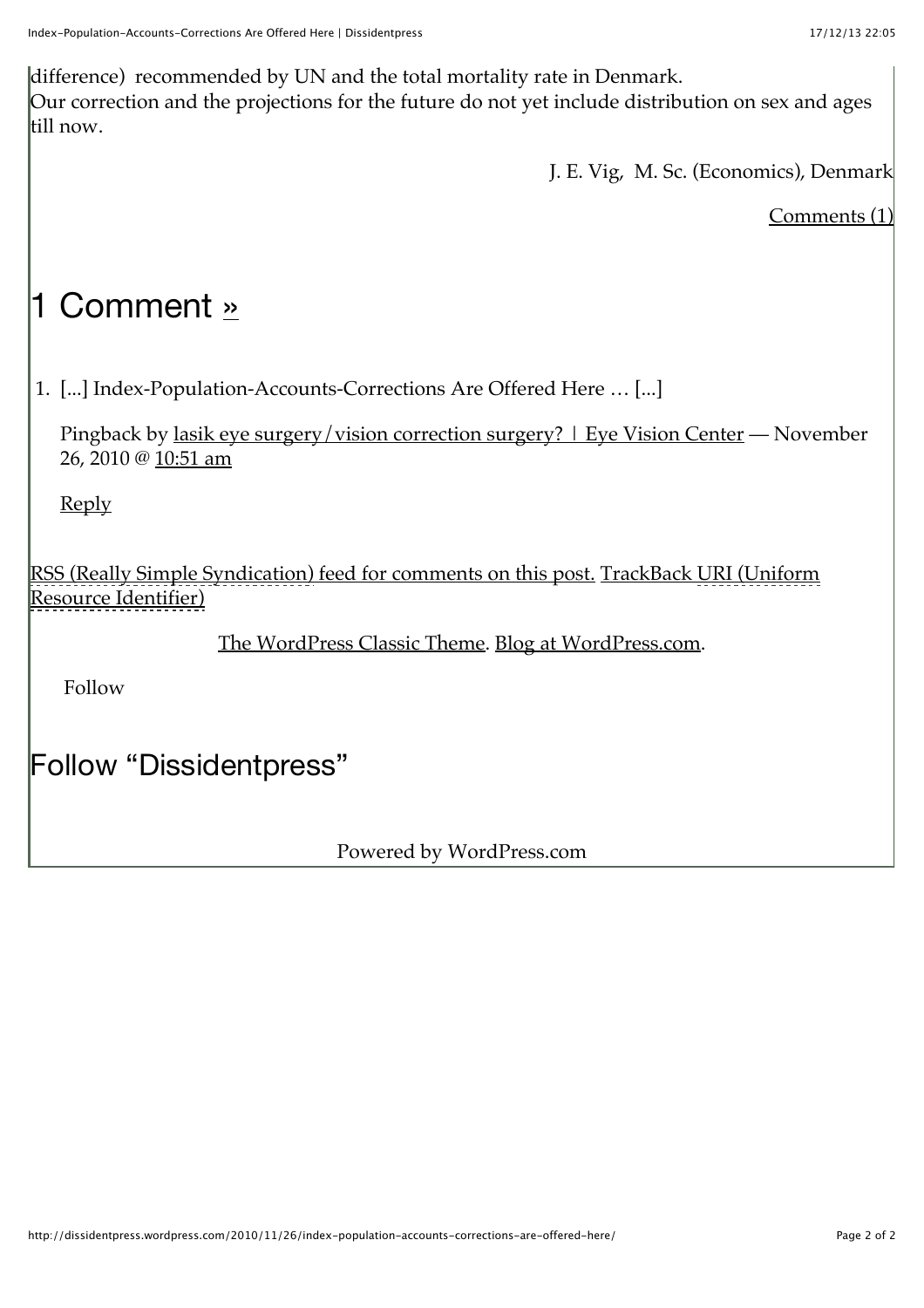difference) recommended by UN and the total mortality rate in Denmark.
Our correction and the projections for the future do not yet include distribution on sex and ages till now.

J. E. Vig, M. Sc. (Economics), Denmark

Comments (1)

# 1 Comment »

1. [...] Index-Population-Accounts-Corrections Are Offered Here … [...]

   Pingback by lasik eye surgery/vision correction surgery? | Eye Vision Center — November 26, 2010 @ 10:51 am

   Reply

RSS (Really Simple Syndication) feed for comments on this post. TrackBack URI (Uniform Resource Identifier)

The WordPress Classic Theme. Blog at WordPress.com.

Follow

## Follow "Dissidentpress"

Powered by WordPress.com